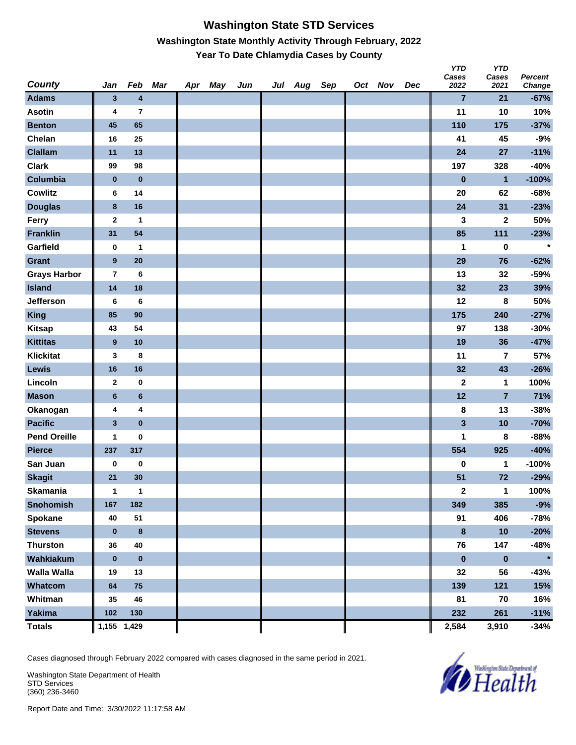# Washington State STD Services

## Washington State Monthly Activity Through February, 2022

### Year To Date Chlamydia Cases by County

| County | Jan | Feb | Mar | Apr | May | Jun | Jul | Aug | Sep | Oct | Nov | Dec | YTD Cases 2022 | YTD Cases 2021 | Percent Change |
|---|---|---|---|---|---|---|---|---|---|---|---|---|---|---|---|
| Adams | 3 | 4 | | | | | | | | | | | 7 | 21 | -67% |
| Asotin | 4 | 7 | | | | | | | | | | | 11 | 10 | 10% |
| Benton | 45 | 65 | | | | | | | | | | | 110 | 175 | -37% |
| Chelan | 16 | 25 | | | | | | | | | | | 41 | 45 | -9% |
| Clallam | 11 | 13 | | | | | | | | | | | 24 | 27 | -11% |
| Clark | 99 | 98 | | | | | | | | | | | 197 | 328 | -40% |
| Columbia | 0 | 0 | | | | | | | | | | | 0 | 1 | -100% |
| Cowlitz | 6 | 14 | | | | | | | | | | | 20 | 62 | -68% |
| Douglas | 8 | 16 | | | | | | | | | | | 24 | 31 | -23% |
| Ferry | 2 | 1 | | | | | | | | | | | 3 | 2 | 50% |
| Franklin | 31 | 54 | | | | | | | | | | | 85 | 111 | -23% |
| Garfield | 0 | 1 | | | | | | | | | | | 1 | 0 | * |
| Grant | 9 | 20 | | | | | | | | | | | 29 | 76 | -62% |
| Grays Harbor | 7 | 6 | | | | | | | | | | | 13 | 32 | -59% |
| Island | 14 | 18 | | | | | | | | | | | 32 | 23 | 39% |
| Jefferson | 6 | 6 | | | | | | | | | | | 12 | 8 | 50% |
| King | 85 | 90 | | | | | | | | | | | 175 | 240 | -27% |
| Kitsap | 43 | 54 | | | | | | | | | | | 97 | 138 | -30% |
| Kittitas | 9 | 10 | | | | | | | | | | | 19 | 36 | -47% |
| Klickitat | 3 | 8 | | | | | | | | | | | 11 | 7 | 57% |
| Lewis | 16 | 16 | | | | | | | | | | | 32 | 43 | -26% |
| Lincoln | 2 | 0 | | | | | | | | | | | 2 | 1 | 100% |
| Mason | 6 | 6 | | | | | | | | | | | 12 | 7 | 71% |
| Okanogan | 4 | 4 | | | | | | | | | | | 8 | 13 | -38% |
| Pacific | 3 | 0 | | | | | | | | | | | 3 | 10 | -70% |
| Pend Oreille | 1 | 0 | | | | | | | | | | | 1 | 8 | -88% |
| Pierce | 237 | 317 | | | | | | | | | | | 554 | 925 | -40% |
| San Juan | 0 | 0 | | | | | | | | | | | 0 | 1 | -100% |
| Skagit | 21 | 30 | | | | | | | | | | | 51 | 72 | -29% |
| Skamania | 1 | 1 | | | | | | | | | | | 2 | 1 | 100% |
| Snohomish | 167 | 182 | | | | | | | | | | | 349 | 385 | -9% |
| Spokane | 40 | 51 | | | | | | | | | | | 91 | 406 | -78% |
| Stevens | 0 | 8 | | | | | | | | | | | 8 | 10 | -20% |
| Thurston | 36 | 40 | | | | | | | | | | | 76 | 147 | -48% |
| Wahkiakum | 0 | 0 | | | | | | | | | | | 0 | 0 | * |
| Walla Walla | 19 | 13 | | | | | | | | | | | 32 | 56 | -43% |
| Whatcom | 64 | 75 | | | | | | | | | | | 139 | 121 | 15% |
| Whitman | 35 | 46 | | | | | | | | | | | 81 | 70 | 16% |
| Yakima | 102 | 130 | | | | | | | | | | | 232 | 261 | -11% |
| Totals | 1,155 | 1,429 | | | | | | | | | | | 2,584 | 3,910 | -34% |

Cases diagnosed through February 2022 compared with cases diagnosed in the same period in 2021.

Washington State Department of Health
STD Services
(360) 236-3460

Report Date and Time: 3/30/2022 11:17:58 AM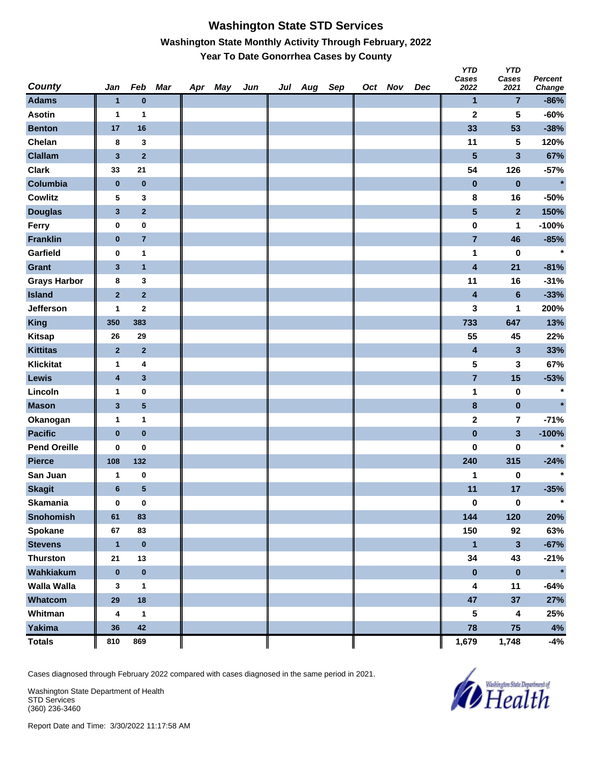# Washington State STD Services

## Washington State Monthly Activity Through February, 2022

### Year To Date Gonorrhea Cases by County

| County | Jan | Feb | Mar | Apr | May | Jun | Jul | Aug | Sep | Oct | Nov | Dec | YTD Cases 2022 | YTD Cases 2021 | Percent Change |
|---|---|---|---|---|---|---|---|---|---|---|---|---|---|---|---|
| Adams | 1 | 0 | | | | | | | | | | | 1 | 7 | -86% |
| Asotin | 1 | 1 | | | | | | | | | | | 2 | 5 | -60% |
| Benton | 17 | 16 | | | | | | | | | | | 33 | 53 | -38% |
| Chelan | 8 | 3 | | | | | | | | | | | 11 | 5 | 120% |
| Clallam | 3 | 2 | | | | | | | | | | | 5 | 3 | 67% |
| Clark | 33 | 21 | | | | | | | | | | | 54 | 126 | -57% |
| Columbia | 0 | 0 | | | | | | | | | | | 0 | 0 | * |
| Cowlitz | 5 | 3 | | | | | | | | | | | 8 | 16 | -50% |
| Douglas | 3 | 2 | | | | | | | | | | | 5 | 2 | 150% |
| Ferry | 0 | 0 | | | | | | | | | | | 0 | 1 | -100% |
| Franklin | 0 | 7 | | | | | | | | | | | 7 | 46 | -85% |
| Garfield | 0 | 1 | | | | | | | | | | | 1 | 0 | * |
| Grant | 3 | 1 | | | | | | | | | | | 4 | 21 | -81% |
| Grays Harbor | 8 | 3 | | | | | | | | | | | 11 | 16 | -31% |
| Island | 2 | 2 | | | | | | | | | | | 4 | 6 | -33% |
| Jefferson | 1 | 2 | | | | | | | | | | | 3 | 1 | 200% |
| King | 350 | 383 | | | | | | | | | | | 733 | 647 | 13% |
| Kitsap | 26 | 29 | | | | | | | | | | | 55 | 45 | 22% |
| Kittitas | 2 | 2 | | | | | | | | | | | 4 | 3 | 33% |
| Klickitat | 1 | 4 | | | | | | | | | | | 5 | 3 | 67% |
| Lewis | 4 | 3 | | | | | | | | | | | 7 | 15 | -53% |
| Lincoln | 1 | 0 | | | | | | | | | | | 1 | 0 | * |
| Mason | 3 | 5 | | | | | | | | | | | 8 | 0 | * |
| Okanogan | 1 | 1 | | | | | | | | | | | 2 | 7 | -71% |
| Pacific | 0 | 0 | | | | | | | | | | | 0 | 3 | -100% |
| Pend Oreille | 0 | 0 | | | | | | | | | | | 0 | 0 | * |
| Pierce | 108 | 132 | | | | | | | | | | | 240 | 315 | -24% |
| San Juan | 1 | 0 | | | | | | | | | | | 1 | 0 | * |
| Skagit | 6 | 5 | | | | | | | | | | | 11 | 17 | -35% |
| Skamania | 0 | 0 | | | | | | | | | | | 0 | 0 | * |
| Snohomish | 61 | 83 | | | | | | | | | | | 144 | 120 | 20% |
| Spokane | 67 | 83 | | | | | | | | | | | 150 | 92 | 63% |
| Stevens | 1 | 0 | | | | | | | | | | | 1 | 3 | -67% |
| Thurston | 21 | 13 | | | | | | | | | | | 34 | 43 | -21% |
| Wahkiakum | 0 | 0 | | | | | | | | | | | 0 | 0 | * |
| Walla Walla | 3 | 1 | | | | | | | | | | | 4 | 11 | -64% |
| Whatcom | 29 | 18 | | | | | | | | | | | 47 | 37 | 27% |
| Whitman | 4 | 1 | | | | | | | | | | | 5 | 4 | 25% |
| Yakima | 36 | 42 | | | | | | | | | | | 78 | 75 | 4% |
| Totals | 810 | 869 | | | | | | | | | | | 1,679 | 1,748 | -4% |

Cases diagnosed through February 2022 compared with cases diagnosed in the same period in 2021.

Washington State Department of Health
STD Services
(360) 236-3460

Report Date and Time: 3/30/2022 11:17:58 AM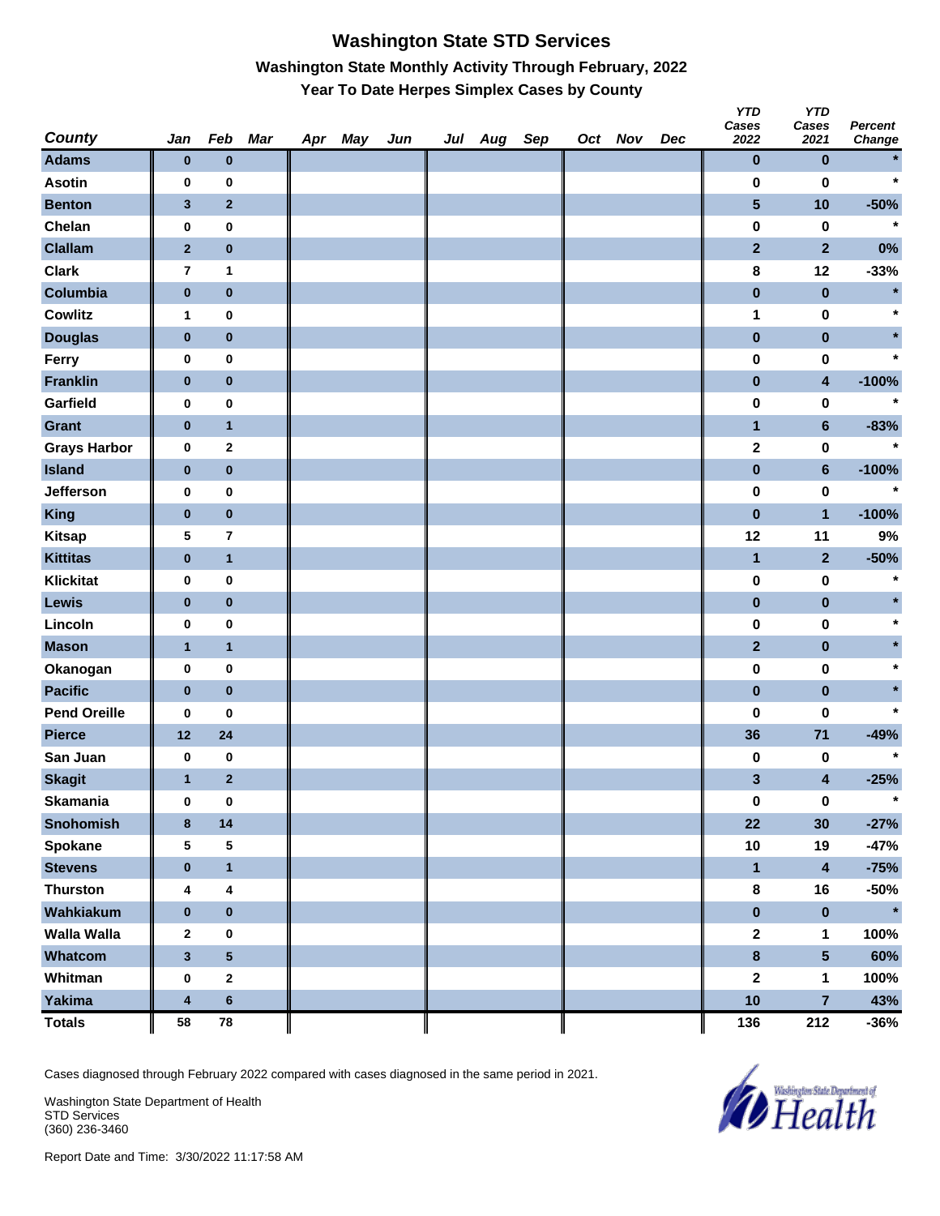# Washington State STD Services

## Washington State Monthly Activity Through February, 2022

### Year To Date Herpes Simplex Cases by County

| County | Jan | Feb | Mar | Apr | May | Jun | Jul | Aug | Sep | Oct | Nov | Dec | YTD Cases 2022 | YTD Cases 2021 | Percent Change |
|---|---|---|---|---|---|---|---|---|---|---|---|---|---|---|---|
| Adams | 0 | 0 | | | | | | | | | | | 0 | 0 | * |
| Asotin | 0 | 0 | | | | | | | | | | | 0 | 0 | * |
| Benton | 3 | 2 | | | | | | | | | | | 5 | 10 | -50% |
| Chelan | 0 | 0 | | | | | | | | | | | 0 | 0 | * |
| Clallam | 2 | 0 | | | | | | | | | | | 2 | 2 | 0% |
| Clark | 7 | 1 | | | | | | | | | | | 8 | 12 | -33% |
| Columbia | 0 | 0 | | | | | | | | | | | 0 | 0 | * |
| Cowlitz | 1 | 0 | | | | | | | | | | | 1 | 0 | * |
| Douglas | 0 | 0 | | | | | | | | | | | 0 | 0 | * |
| Ferry | 0 | 0 | | | | | | | | | | | 0 | 0 | * |
| Franklin | 0 | 0 | | | | | | | | | | | 0 | 4 | -100% |
| Garfield | 0 | 0 | | | | | | | | | | | 0 | 0 | * |
| Grant | 0 | 1 | | | | | | | | | | | 1 | 6 | -83% |
| Grays Harbor | 0 | 2 | | | | | | | | | | | 2 | 0 | * |
| Island | 0 | 0 | | | | | | | | | | | 0 | 6 | -100% |
| Jefferson | 0 | 0 | | | | | | | | | | | 0 | 0 | * |
| King | 0 | 0 | | | | | | | | | | | 0 | 1 | -100% |
| Kitsap | 5 | 7 | | | | | | | | | | | 12 | 11 | 9% |
| Kittitas | 0 | 1 | | | | | | | | | | | 1 | 2 | -50% |
| Klickitat | 0 | 0 | | | | | | | | | | | 0 | 0 | * |
| Lewis | 0 | 0 | | | | | | | | | | | 0 | 0 | * |
| Lincoln | 0 | 0 | | | | | | | | | | | 0 | 0 | * |
| Mason | 1 | 1 | | | | | | | | | | | 2 | 0 | * |
| Okanogan | 0 | 0 | | | | | | | | | | | 0 | 0 | * |
| Pacific | 0 | 0 | | | | | | | | | | | 0 | 0 | * |
| Pend Oreille | 0 | 0 | | | | | | | | | | | 0 | 0 | * |
| Pierce | 12 | 24 | | | | | | | | | | | 36 | 71 | -49% |
| San Juan | 0 | 0 | | | | | | | | | | | 0 | 0 | * |
| Skagit | 1 | 2 | | | | | | | | | | | 3 | 4 | -25% |
| Skamania | 0 | 0 | | | | | | | | | | | 0 | 0 | * |
| Snohomish | 8 | 14 | | | | | | | | | | | 22 | 30 | -27% |
| Spokane | 5 | 5 | | | | | | | | | | | 10 | 19 | -47% |
| Stevens | 0 | 1 | | | | | | | | | | | 1 | 4 | -75% |
| Thurston | 4 | 4 | | | | | | | | | | | 8 | 16 | -50% |
| Wahkiakum | 0 | 0 | | | | | | | | | | | 0 | 0 | * |
| Walla Walla | 2 | 0 | | | | | | | | | | | 2 | 1 | 100% |
| Whatcom | 3 | 5 | | | | | | | | | | | 8 | 5 | 60% |
| Whitman | 0 | 2 | | | | | | | | | | | 2 | 1 | 100% |
| Yakima | 4 | 6 | | | | | | | | | | | 10 | 7 | 43% |
| Totals | 58 | 78 | | | | | | | | | | | 136 | 212 | -36% |

Cases diagnosed through February 2022 compared with cases diagnosed in the same period in 2021.

Washington State Department of Health
STD Services
(360) 236-3460

Report Date and Time: 3/30/2022 11:17:58 AM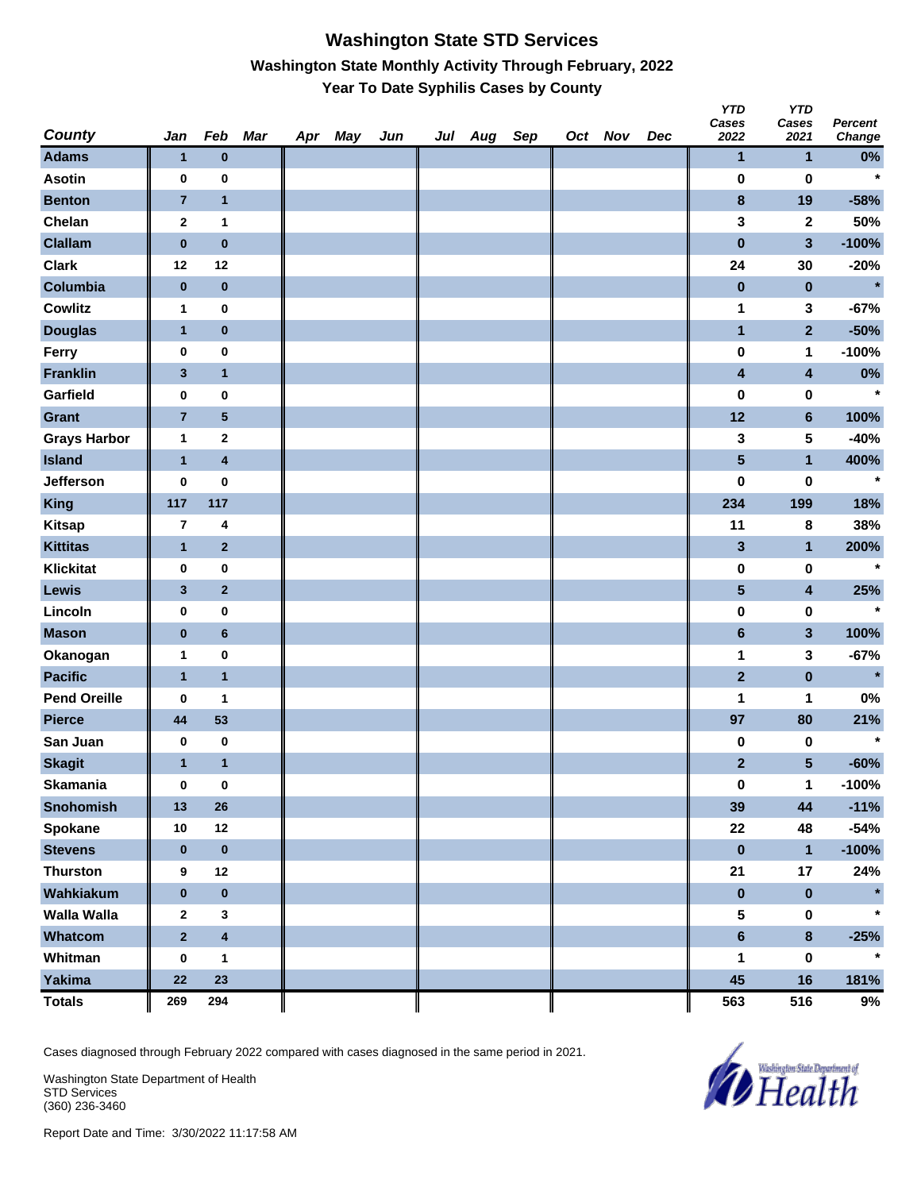# Washington State STD Services

## Washington State Monthly Activity Through February, 2022

### Year To Date Syphilis Cases by County

| County | Jan | Feb | Mar | Apr | May | Jun | Jul | Aug | Sep | Oct | Nov | Dec | YTD Cases 2022 | YTD Cases 2021 | Percent Change |
|---|---|---|---|---|---|---|---|---|---|---|---|---|---|---|---|
| Adams | 1 | 0 | | | | | | | | | | | 1 | 1 | 0% |
| Asotin | 0 | 0 | | | | | | | | | | | 0 | 0 | * |
| Benton | 7 | 1 | | | | | | | | | | | 8 | 19 | -58% |
| Chelan | 2 | 1 | | | | | | | | | | | 3 | 2 | 50% |
| Clallam | 0 | 0 | | | | | | | | | | | 0 | 3 | -100% |
| Clark | 12 | 12 | | | | | | | | | | | 24 | 30 | -20% |
| Columbia | 0 | 0 | | | | | | | | | | | 0 | 0 | * |
| Cowlitz | 1 | 0 | | | | | | | | | | | 1 | 3 | -67% |
| Douglas | 1 | 0 | | | | | | | | | | | 1 | 2 | -50% |
| Ferry | 0 | 0 | | | | | | | | | | | 0 | 1 | -100% |
| Franklin | 3 | 1 | | | | | | | | | | | 4 | 4 | 0% |
| Garfield | 0 | 0 | | | | | | | | | | | 0 | 0 | * |
| Grant | 7 | 5 | | | | | | | | | | | 12 | 6 | 100% |
| Grays Harbor | 1 | 2 | | | | | | | | | | | 3 | 5 | -40% |
| Island | 1 | 4 | | | | | | | | | | | 5 | 1 | 400% |
| Jefferson | 0 | 0 | | | | | | | | | | | 0 | 0 | * |
| King | 117 | 117 | | | | | | | | | | | 234 | 199 | 18% |
| Kitsap | 7 | 4 | | | | | | | | | | | 11 | 8 | 38% |
| Kittitas | 1 | 2 | | | | | | | | | | | 3 | 1 | 200% |
| Klickitat | 0 | 0 | | | | | | | | | | | 0 | 0 | * |
| Lewis | 3 | 2 | | | | | | | | | | | 5 | 4 | 25% |
| Lincoln | 0 | 0 | | | | | | | | | | | 0 | 0 | * |
| Mason | 0 | 6 | | | | | | | | | | | 6 | 3 | 100% |
| Okanogan | 1 | 0 | | | | | | | | | | | 1 | 3 | -67% |
| Pacific | 1 | 1 | | | | | | | | | | | 2 | 0 | * |
| Pend Oreille | 0 | 1 | | | | | | | | | | | 1 | 1 | 0% |
| Pierce | 44 | 53 | | | | | | | | | | | 97 | 80 | 21% |
| San Juan | 0 | 0 | | | | | | | | | | | 0 | 0 | * |
| Skagit | 1 | 1 | | | | | | | | | | | 2 | 5 | -60% |
| Skamania | 0 | 0 | | | | | | | | | | | 0 | 1 | -100% |
| Snohomish | 13 | 26 | | | | | | | | | | | 39 | 44 | -11% |
| Spokane | 10 | 12 | | | | | | | | | | | 22 | 48 | -54% |
| Stevens | 0 | 0 | | | | | | | | | | | 0 | 1 | -100% |
| Thurston | 9 | 12 | | | | | | | | | | | 21 | 17 | 24% |
| Wahkiakum | 0 | 0 | | | | | | | | | | | 0 | 0 | * |
| Walla Walla | 2 | 3 | | | | | | | | | | | 5 | 0 | * |
| Whatcom | 2 | 4 | | | | | | | | | | | 6 | 8 | -25% |
| Whitman | 0 | 1 | | | | | | | | | | | 1 | 0 | * |
| Yakima | 22 | 23 | | | | | | | | | | | 45 | 16 | 181% |
| Totals | 269 | 294 | | | | | | | | | | | 563 | 516 | 9% |

Cases diagnosed through February 2022 compared with cases diagnosed in the same period in 2021.

Washington State Department of Health
STD Services
(360) 236-3460

Report Date and Time: 3/30/2022 11:17:58 AM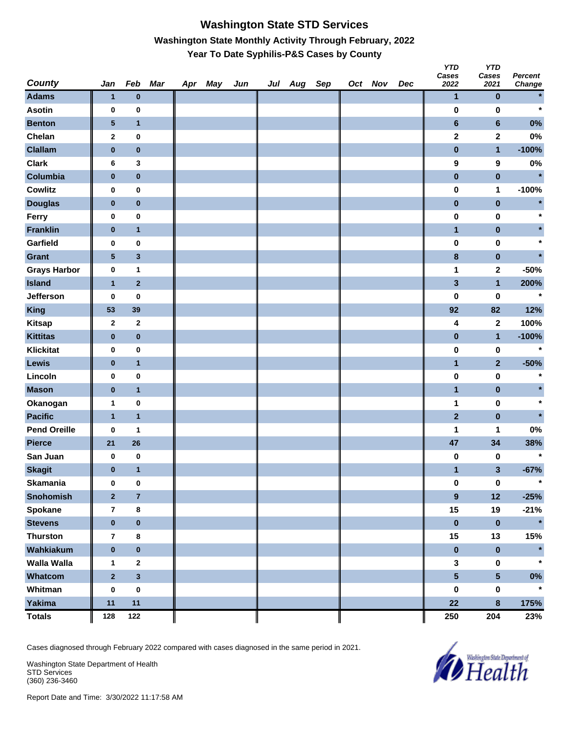# Washington State STD Services

## Washington State Monthly Activity Through February, 2022

### Year To Date Syphilis-P&S Cases by County

| County | Jan | Feb | Mar | Apr | May | Jun | Jul | Aug | Sep | Oct | Nov | Dec | YTD Cases 2022 | YTD Cases 2021 | Percent Change |
|---|---|---|---|---|---|---|---|---|---|---|---|---|---|---|---|
| Adams | 1 | 0 | | | | | | | | | | | 1 | 0 | * |
| Asotin | 0 | 0 | | | | | | | | | | | 0 | 0 | * |
| Benton | 5 | 1 | | | | | | | | | | | 6 | 6 | 0% |
| Chelan | 2 | 0 | | | | | | | | | | | 2 | 2 | 0% |
| Clallam | 0 | 0 | | | | | | | | | | | 0 | 1 | -100% |
| Clark | 6 | 3 | | | | | | | | | | | 9 | 9 | 0% |
| Columbia | 0 | 0 | | | | | | | | | | | 0 | 0 | * |
| Cowlitz | 0 | 0 | | | | | | | | | | | 0 | 1 | -100% |
| Douglas | 0 | 0 | | | | | | | | | | | 0 | 0 | * |
| Ferry | 0 | 0 | | | | | | | | | | | 0 | 0 | * |
| Franklin | 0 | 1 | | | | | | | | | | | 1 | 0 | * |
| Garfield | 0 | 0 | | | | | | | | | | | 0 | 0 | * |
| Grant | 5 | 3 | | | | | | | | | | | 8 | 0 | * |
| Grays Harbor | 0 | 1 | | | | | | | | | | | 1 | 2 | -50% |
| Island | 1 | 2 | | | | | | | | | | | 3 | 1 | 200% |
| Jefferson | 0 | 0 | | | | | | | | | | | 0 | 0 | * |
| King | 53 | 39 | | | | | | | | | | | 92 | 82 | 12% |
| Kitsap | 2 | 2 | | | | | | | | | | | 4 | 2 | 100% |
| Kittitas | 0 | 0 | | | | | | | | | | | 0 | 1 | -100% |
| Klickitat | 0 | 0 | | | | | | | | | | | 0 | 0 | * |
| Lewis | 0 | 1 | | | | | | | | | | | 1 | 2 | -50% |
| Lincoln | 0 | 0 | | | | | | | | | | | 0 | 0 | * |
| Mason | 0 | 1 | | | | | | | | | | | 1 | 0 | * |
| Okanogan | 1 | 0 | | | | | | | | | | | 1 | 0 | * |
| Pacific | 1 | 1 | | | | | | | | | | | 2 | 0 | * |
| Pend Oreille | 0 | 1 | | | | | | | | | | | 1 | 1 | 0% |
| Pierce | 21 | 26 | | | | | | | | | | | 47 | 34 | 38% |
| San Juan | 0 | 0 | | | | | | | | | | | 0 | 0 | * |
| Skagit | 0 | 1 | | | | | | | | | | | 1 | 3 | -67% |
| Skamania | 0 | 0 | | | | | | | | | | | 0 | 0 | * |
| Snohomish | 2 | 7 | | | | | | | | | | | 9 | 12 | -25% |
| Spokane | 7 | 8 | | | | | | | | | | | 15 | 19 | -21% |
| Stevens | 0 | 0 | | | | | | | | | | | 0 | 0 | * |
| Thurston | 7 | 8 | | | | | | | | | | | 15 | 13 | 15% |
| Wahkiakum | 0 | 0 | | | | | | | | | | | 0 | 0 | * |
| Walla Walla | 1 | 2 | | | | | | | | | | | 3 | 0 | * |
| Whatcom | 2 | 3 | | | | | | | | | | | 5 | 5 | 0% |
| Whitman | 0 | 0 | | | | | | | | | | | 0 | 0 | * |
| Yakima | 11 | 11 | | | | | | | | | | | 22 | 8 | 175% |
| Totals | 128 | 122 | | | | | | | | | | | 250 | 204 | 23% |

Cases diagnosed through February 2022 compared with cases diagnosed in the same period in 2021.

Washington State Department of Health
STD Services
(360) 236-3460

Report Date and Time: 3/30/2022 11:17:58 AM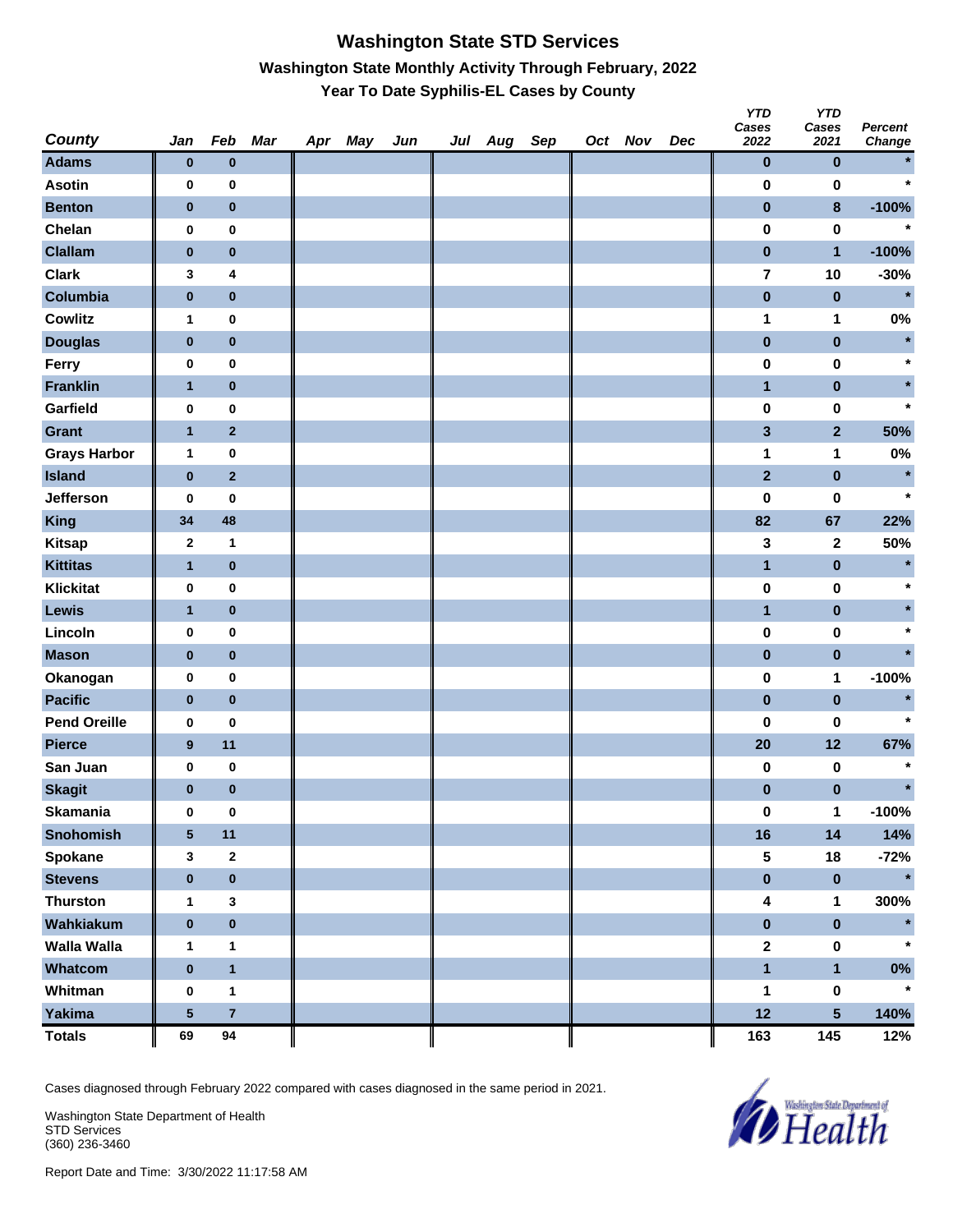# Washington State STD Services

## Washington State Monthly Activity Through February, 2022

### Year To Date Syphilis-EL Cases by County

| County | Jan | Feb | Mar | Apr | May | Jun | Jul | Aug | Sep | Oct | Nov | Dec | YTD Cases 2022 | YTD Cases 2021 | Percent Change |
|---|---|---|---|---|---|---|---|---|---|---|---|---|---|---|---|
| Adams | 0 | 0 | | | | | | | | | | | 0 | 0 | * |
| Asotin | 0 | 0 | | | | | | | | | | | 0 | 0 | * |
| Benton | 0 | 0 | | | | | | | | | | | 0 | 8 | -100% |
| Chelan | 0 | 0 | | | | | | | | | | | 0 | 0 | * |
| Clallam | 0 | 0 | | | | | | | | | | | 0 | 1 | -100% |
| Clark | 3 | 4 | | | | | | | | | | | 7 | 10 | -30% |
| Columbia | 0 | 0 | | | | | | | | | | | 0 | 0 | * |
| Cowlitz | 1 | 0 | | | | | | | | | | | 1 | 1 | 0% |
| Douglas | 0 | 0 | | | | | | | | | | | 0 | 0 | * |
| Ferry | 0 | 0 | | | | | | | | | | | 0 | 0 | * |
| Franklin | 1 | 0 | | | | | | | | | | | 1 | 0 | * |
| Garfield | 0 | 0 | | | | | | | | | | | 0 | 0 | * |
| Grant | 1 | 2 | | | | | | | | | | | 3 | 2 | 50% |
| Grays Harbor | 1 | 0 | | | | | | | | | | | 1 | 1 | 0% |
| Island | 0 | 2 | | | | | | | | | | | 2 | 0 | * |
| Jefferson | 0 | 0 | | | | | | | | | | | 0 | 0 | * |
| King | 34 | 48 | | | | | | | | | | | 82 | 67 | 22% |
| Kitsap | 2 | 1 | | | | | | | | | | | 3 | 2 | 50% |
| Kittitas | 1 | 0 | | | | | | | | | | | 1 | 0 | * |
| Klickitat | 0 | 0 | | | | | | | | | | | 0 | 0 | * |
| Lewis | 1 | 0 | | | | | | | | | | | 1 | 0 | * |
| Lincoln | 0 | 0 | | | | | | | | | | | 0 | 0 | * |
| Mason | 0 | 0 | | | | | | | | | | | 0 | 0 | * |
| Okanogan | 0 | 0 | | | | | | | | | | | 0 | 1 | -100% |
| Pacific | 0 | 0 | | | | | | | | | | | 0 | 0 | * |
| Pend Oreille | 0 | 0 | | | | | | | | | | | 0 | 0 | * |
| Pierce | 9 | 11 | | | | | | | | | | | 20 | 12 | 67% |
| San Juan | 0 | 0 | | | | | | | | | | | 0 | 0 | * |
| Skagit | 0 | 0 | | | | | | | | | | | 0 | 0 | * |
| Skamania | 0 | 0 | | | | | | | | | | | 0 | 1 | -100% |
| Snohomish | 5 | 11 | | | | | | | | | | | 16 | 14 | 14% |
| Spokane | 3 | 2 | | | | | | | | | | | 5 | 18 | -72% |
| Stevens | 0 | 0 | | | | | | | | | | | 0 | 0 | * |
| Thurston | 1 | 3 | | | | | | | | | | | 4 | 1 | 300% |
| Wahkiakum | 0 | 0 | | | | | | | | | | | 0 | 0 | * |
| Walla Walla | 1 | 1 | | | | | | | | | | | 2 | 0 | * |
| Whatcom | 0 | 1 | | | | | | | | | | | 1 | 1 | 0% |
| Whitman | 0 | 1 | | | | | | | | | | | 1 | 0 | * |
| Yakima | 5 | 7 | | | | | | | | | | | 12 | 5 | 140% |
| Totals | 69 | 94 | | | | | | | | | | | 163 | 145 | 12% |

Cases diagnosed through February 2022 compared with cases diagnosed in the same period in 2021.

Washington State Department of Health
STD Services
(360) 236-3460

Report Date and Time: 3/30/2022 11:17:58 AM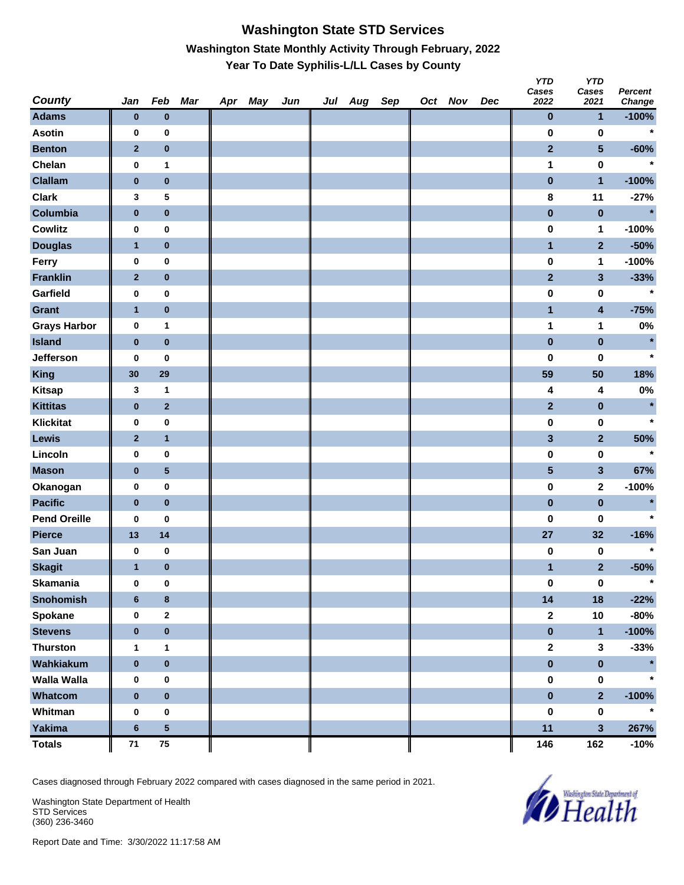# Washington State STD Services

## Washington State Monthly Activity Through February, 2022

### Year To Date Syphilis-L/LL Cases by County

| County | Jan | Feb | Mar | Apr | May | Jun | Jul | Aug | Sep | Oct | Nov | Dec | YTD Cases 2022 | YTD Cases 2021 | Percent Change |
|---|---|---|---|---|---|---|---|---|---|---|---|---|---|---|---|
| Adams | 0 | 0 | | | | | | | | | | | 0 | 1 | -100% |
| Asotin | 0 | 0 | | | | | | | | | | | 0 | 0 | * |
| Benton | 2 | 0 | | | | | | | | | | | 2 | 5 | -60% |
| Chelan | 0 | 1 | | | | | | | | | | | 1 | 0 | * |
| Clallam | 0 | 0 | | | | | | | | | | | 0 | 1 | -100% |
| Clark | 3 | 5 | | | | | | | | | | | 8 | 11 | -27% |
| Columbia | 0 | 0 | | | | | | | | | | | 0 | 0 | * |
| Cowlitz | 0 | 0 | | | | | | | | | | | 0 | 1 | -100% |
| Douglas | 1 | 0 | | | | | | | | | | | 1 | 2 | -50% |
| Ferry | 0 | 0 | | | | | | | | | | | 0 | 1 | -100% |
| Franklin | 2 | 0 | | | | | | | | | | | 2 | 3 | -33% |
| Garfield | 0 | 0 | | | | | | | | | | | 0 | 0 | * |
| Grant | 1 | 0 | | | | | | | | | | | 1 | 4 | -75% |
| Grays Harbor | 0 | 1 | | | | | | | | | | | 1 | 1 | 0% |
| Island | 0 | 0 | | | | | | | | | | | 0 | 0 | * |
| Jefferson | 0 | 0 | | | | | | | | | | | 0 | 0 | * |
| King | 30 | 29 | | | | | | | | | | | 59 | 50 | 18% |
| Kitsap | 3 | 1 | | | | | | | | | | | 4 | 4 | 0% |
| Kittitas | 0 | 2 | | | | | | | | | | | 2 | 0 | * |
| Klickitat | 0 | 0 | | | | | | | | | | | 0 | 0 | * |
| Lewis | 2 | 1 | | | | | | | | | | | 3 | 2 | 50% |
| Lincoln | 0 | 0 | | | | | | | | | | | 0 | 0 | * |
| Mason | 0 | 5 | | | | | | | | | | | 5 | 3 | 67% |
| Okanogan | 0 | 0 | | | | | | | | | | | 0 | 2 | -100% |
| Pacific | 0 | 0 | | | | | | | | | | | 0 | 0 | * |
| Pend Oreille | 0 | 0 | | | | | | | | | | | 0 | 0 | * |
| Pierce | 13 | 14 | | | | | | | | | | | 27 | 32 | -16% |
| San Juan | 0 | 0 | | | | | | | | | | | 0 | 0 | * |
| Skagit | 1 | 0 | | | | | | | | | | | 1 | 2 | -50% |
| Skamania | 0 | 0 | | | | | | | | | | | 0 | 0 | * |
| Snohomish | 6 | 8 | | | | | | | | | | | 14 | 18 | -22% |
| Spokane | 0 | 2 | | | | | | | | | | | 2 | 10 | -80% |
| Stevens | 0 | 0 | | | | | | | | | | | 0 | 1 | -100% |
| Thurston | 1 | 1 | | | | | | | | | | | 2 | 3 | -33% |
| Wahkiakum | 0 | 0 | | | | | | | | | | | 0 | 0 | * |
| Walla Walla | 0 | 0 | | | | | | | | | | | 0 | 0 | * |
| Whatcom | 0 | 0 | | | | | | | | | | | 0 | 2 | -100% |
| Whitman | 0 | 0 | | | | | | | | | | | 0 | 0 | * |
| Yakima | 6 | 5 | | | | | | | | | | | 11 | 3 | 267% |
| Totals | 71 | 75 | | | | | | | | | | | 146 | 162 | -10% |

Cases diagnosed through February 2022 compared with cases diagnosed in the same period in 2021.

Washington State Department of Health
STD Services
(360) 236-3460

Report Date and Time: 3/30/2022 11:17:58 AM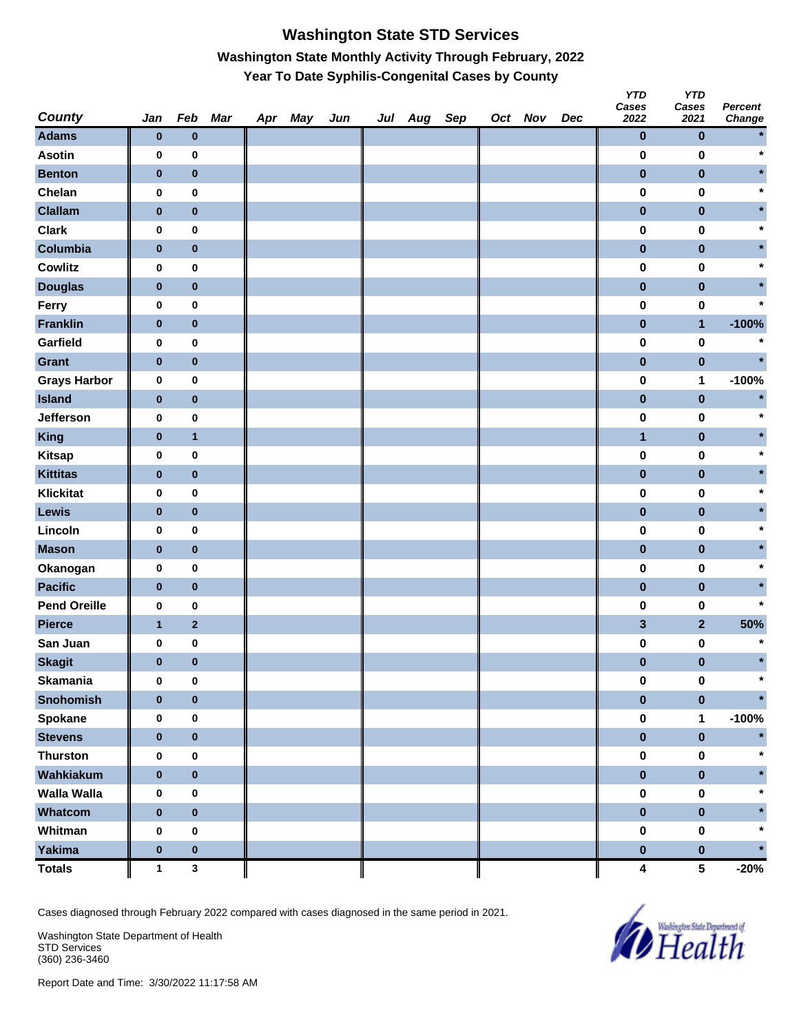# Washington State STD Services

## Washington State Monthly Activity Through February, 2022

### Year To Date Syphilis-Congenital Cases by County

| County | Jan | Feb | Mar | Apr | May | Jun | Jul | Aug | Sep | Oct | Nov | Dec | YTD Cases 2022 | YTD Cases 2021 | Percent Change |
|---|---|---|---|---|---|---|---|---|---|---|---|---|---|---|---|
| Adams | 0 | 0 | | | | | | | | | | | 0 | 0 | * |
| Asotin | 0 | 0 | | | | | | | | | | | 0 | 0 | * |
| Benton | 0 | 0 | | | | | | | | | | | 0 | 0 | * |
| Chelan | 0 | 0 | | | | | | | | | | | 0 | 0 | * |
| Clallam | 0 | 0 | | | | | | | | | | | 0 | 0 | * |
| Clark | 0 | 0 | | | | | | | | | | | 0 | 0 | * |
| Columbia | 0 | 0 | | | | | | | | | | | 0 | 0 | * |
| Cowlitz | 0 | 0 | | | | | | | | | | | 0 | 0 | * |
| Douglas | 0 | 0 | | | | | | | | | | | 0 | 0 | * |
| Ferry | 0 | 0 | | | | | | | | | | | 0 | 0 | * |
| Franklin | 0 | 0 | | | | | | | | | | | 0 | 1 | -100% |
| Garfield | 0 | 0 | | | | | | | | | | | 0 | 0 | * |
| Grant | 0 | 0 | | | | | | | | | | | 0 | 0 | * |
| Grays Harbor | 0 | 0 | | | | | | | | | | | 0 | 1 | -100% |
| Island | 0 | 0 | | | | | | | | | | | 0 | 0 | * |
| Jefferson | 0 | 0 | | | | | | | | | | | 0 | 0 | * |
| King | 0 | 1 | | | | | | | | | | | 1 | 0 | * |
| Kitsap | 0 | 0 | | | | | | | | | | | 0 | 0 | * |
| Kittitas | 0 | 0 | | | | | | | | | | | 0 | 0 | * |
| Klickitat | 0 | 0 | | | | | | | | | | | 0 | 0 | * |
| Lewis | 0 | 0 | | | | | | | | | | | 0 | 0 | * |
| Lincoln | 0 | 0 | | | | | | | | | | | 0 | 0 | * |
| Mason | 0 | 0 | | | | | | | | | | | 0 | 0 | * |
| Okanogan | 0 | 0 | | | | | | | | | | | 0 | 0 | * |
| Pacific | 0 | 0 | | | | | | | | | | | 0 | 0 | * |
| Pend Oreille | 0 | 0 | | | | | | | | | | | 0 | 0 | * |
| Pierce | 1 | 2 | | | | | | | | | | | 3 | 2 | 50% |
| San Juan | 0 | 0 | | | | | | | | | | | 0 | 0 | * |
| Skagit | 0 | 0 | | | | | | | | | | | 0 | 0 | * |
| Skamania | 0 | 0 | | | | | | | | | | | 0 | 0 | * |
| Snohomish | 0 | 0 | | | | | | | | | | | 0 | 0 | * |
| Spokane | 0 | 0 | | | | | | | | | | | 0 | 1 | -100% |
| Stevens | 0 | 0 | | | | | | | | | | | 0 | 0 | * |
| Thurston | 0 | 0 | | | | | | | | | | | 0 | 0 | * |
| Wahkiakum | 0 | 0 | | | | | | | | | | | 0 | 0 | * |
| Walla Walla | 0 | 0 | | | | | | | | | | | 0 | 0 | * |
| Whatcom | 0 | 0 | | | | | | | | | | | 0 | 0 | * |
| Whitman | 0 | 0 | | | | | | | | | | | 0 | 0 | * |
| Yakima | 0 | 0 | | | | | | | | | | | 0 | 0 | * |
| Totals | 1 | 3 | | | | | | | | | | | 4 | 5 | -20% |

Cases diagnosed through February 2022 compared with cases diagnosed in the same period in 2021.

Washington State Department of Health
STD Services
(360) 236-3460

Report Date and Time: 3/30/2022 11:17:58 AM